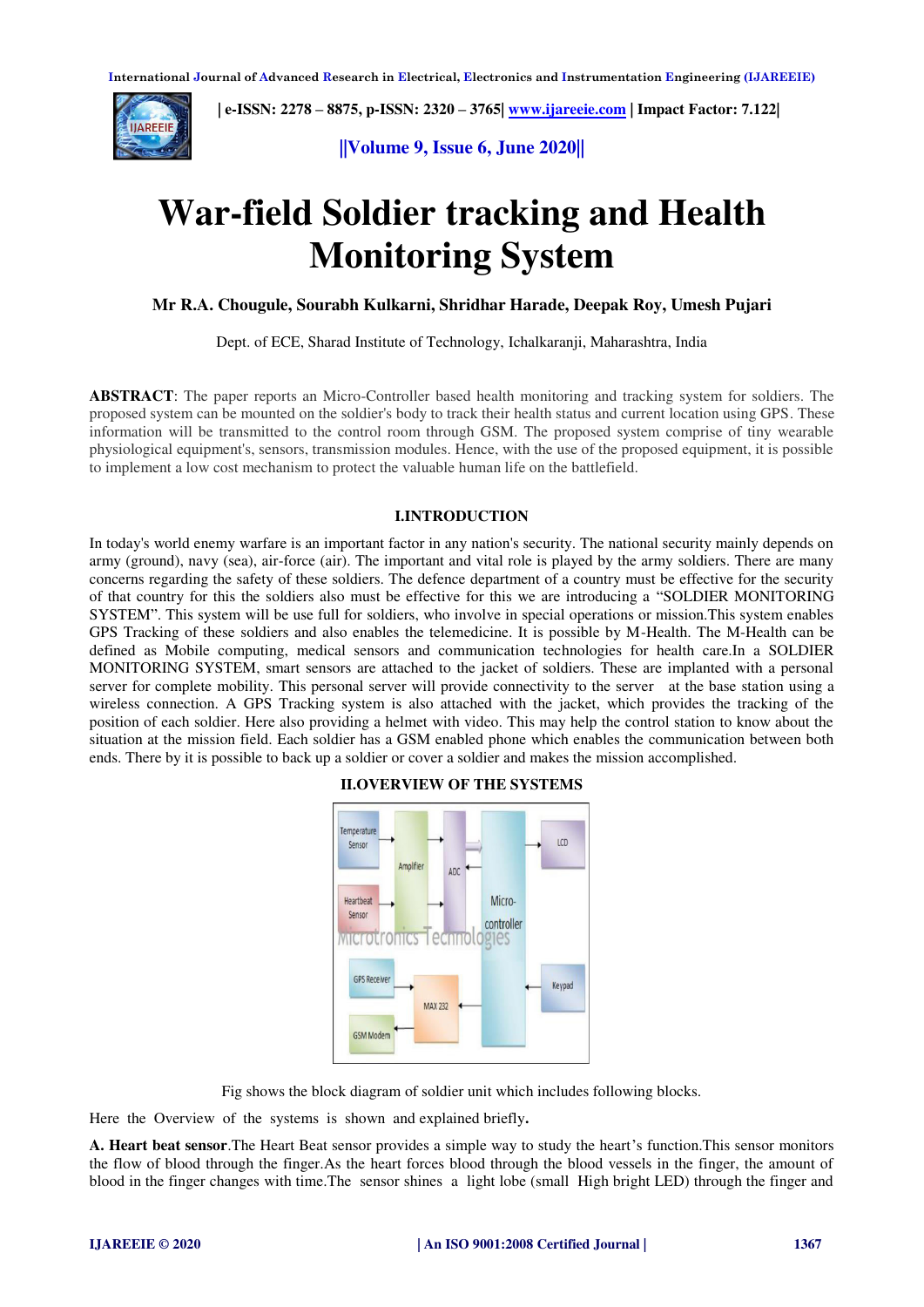# War-field Soldier tracking and Health Monitoring System

**Mr R.A. Chougule, Sourabh Kulkarni, Shridhar Harade, Deepak Roy, Umesh Pujari**

Dept. of ECE, Sharad Institute of Technology, Ichalkaranji, Maharashtra, India

**ABSTRACT**: The paper reports an Micro-Controller based health monitoring and tracking system for soldiers. The proposed system can be mounted on the soldier's body to track their health status and current location using GPS. These information will be transmitted to the control room through GSM. The proposed system comprise of tiny wearable physiological equipment's, sensors, transmission modules. Hence, with the use of the proposed equipment, it is possible to implement a low cost mechanism to protect the valuable human life on the battlefield.

## I.INTRODUCTION

In today's world enemy warfare is an important factor in any nation's security. The national security mainly depends on army (ground), navy (sea), air-force (air). The important and vital role is played by the army soldiers. There are many concerns regarding the safety of these soldiers. The defence department of a country must be effective for the security of that country for this the soldiers also must be effective for this we are introducing a "SOLDIER MONITORING SYSTEM". This system will be use full for soldiers, who involve in special operations or mission.This system enables GPS Tracking of these soldiers and also enables the telemedicine. It is possible by M-Health. The M-Health can be defined as Mobile computing, medical sensors and communication technologies for health care.In a SOLDIER MONITORING SYSTEM, smart sensors are attached to the jacket of soldiers. These are implanted with a personal server for complete mobility. This personal server will provide connectivity to the server at the base station using a wireless connection. A GPS Tracking system is also attached with the jacket, which provides the tracking of the position of each soldier. Here also providing a helmet with video. This may help the control station to know about the situation at the mission field. Each soldier has a GSM enabled phone which enables the communication between both ends. There by it is possible to back up a soldier or cover a soldier and makes the mission accomplished.

## II.OVERVIEW OF THE SYSTEMS

Fig shows the block diagram of soldier unit which includes following blocks.

Here the Overview of the systems is shown and explained briefly**.**

**A. Heart beat sensor**.The Heart Beat sensor provides a simple way to study the heart's function.This sensor monitors the flow of blood through the finger.As the heart forces blood through the blood vessels in the finger, the amount of blood in the finger changes with time.The sensor shines a light lobe (small High bright LED) through the finger and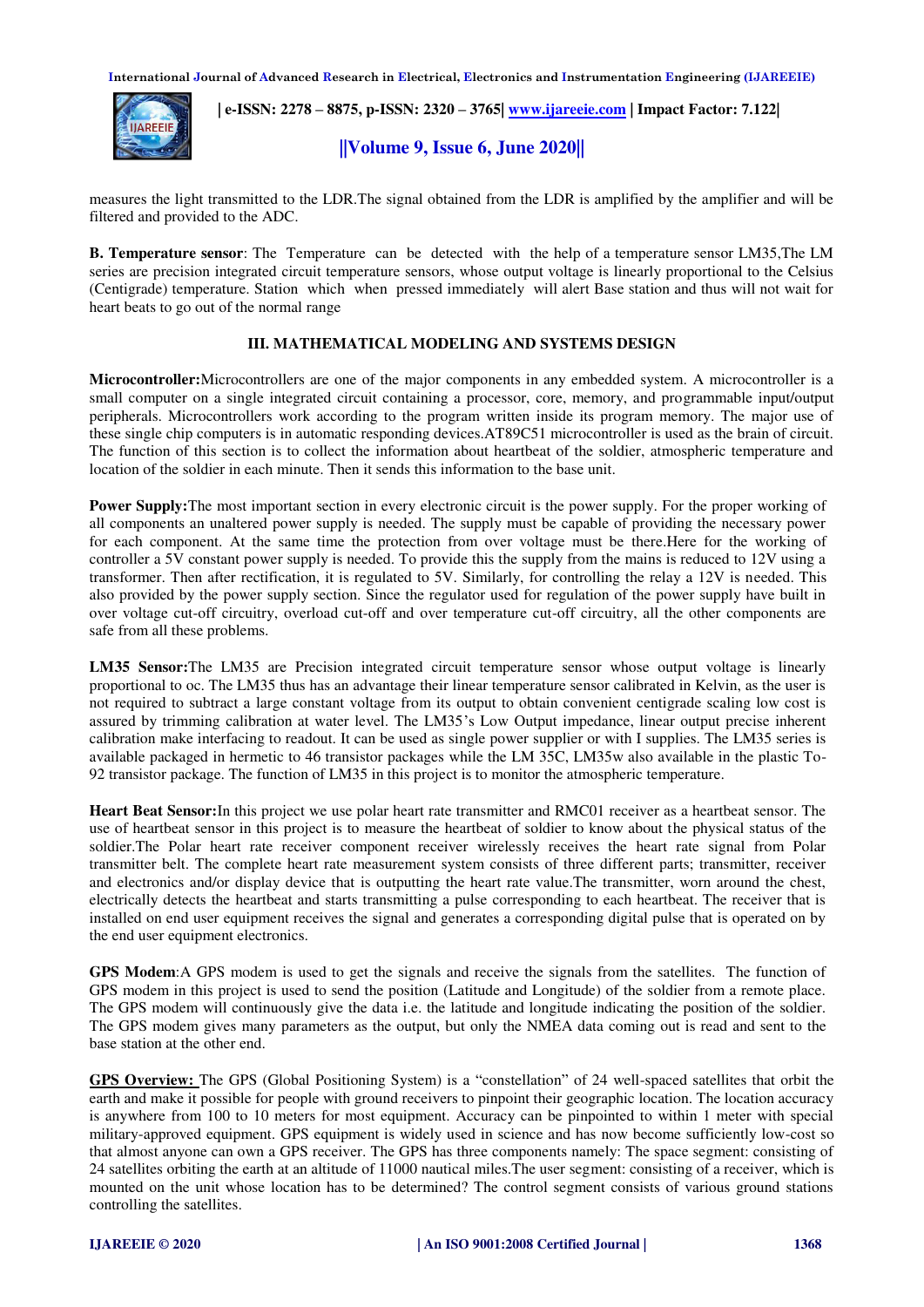measures the light transmitted to the LDR.The signal obtained from the LDR is amplified by the amplifier and will be filtered and provided to the ADC.

**B. Temperature sensor**: The Temperature can be detected with the help of a temperature sensor LM35,The LM series are precision integrated circuit temperature sensors, whose output voltage is linearly proportional to the Celsius (Centigrade) temperature. Station which when pressed immediately will alert Base station and thus will not wait for heart beats to go out of the normal range

## III. MATHEMATICAL MODELING AND SYSTEMS DESIGN

**Microcontroller:**Microcontrollers are one of the major components in any embedded system. A microcontroller is a small computer on a single integrated circuit containing a processor, core, memory, and programmable input/output peripherals. Microcontrollers work according to the program written inside its program memory. The major use of these single chip computers is in automatic responding devices.AT89C51 microcontroller is used as the brain of circuit. The function of this section is to collect the information about heartbeat of the soldier, atmospheric temperature and location of the soldier in each minute. Then it sends this information to the base unit.

**Power Supply:**The most important section in every electronic circuit is the power supply. For the proper working of all components an unaltered power supply is needed. The supply must be capable of providing the necessary power for each component. At the same time the protection from over voltage must be there.Here for the working of controller a 5V constant power supply is needed. To provide this the supply from the mains is reduced to 12V using a transformer. Then after rectification, it is regulated to 5V. Similarly, for controlling the relay a 12V is needed. This also provided by the power supply section. Since the regulator used for regulation of the power supply have built in over voltage cut-off circuitry, overload cut-off and over temperature cut-off circuitry, all the other components are safe from all these problems.

**LM35 Sensor:**The LM35 are Precision integrated circuit temperature sensor whose output voltage is linearly proportional to oc. The LM35 thus has an advantage their linear temperature sensor calibrated in Kelvin, as the user is not required to subtract a large constant voltage from its output to obtain convenient centigrade scaling low cost is assured by trimming calibration at water level. The LM35's Low Output impedance, linear output precise inherent calibration make interfacing to readout. It can be used as single power supplier or with I supplies. The LM35 series is available packaged in hermetic to 46 transistor packages while the LM 35C, LM35w also available in the plastic To-92 transistor package. The function of LM35 in this project is to monitor the atmospheric temperature.

**Heart Beat Sensor:**In this project we use polar heart rate transmitter and RMC01 receiver as a heartbeat sensor. The use of heartbeat sensor in this project is to measure the heartbeat of soldier to know about the physical status of the soldier.The Polar heart rate receiver component receiver wirelessly receives the heart rate signal from Polar transmitter belt. The complete heart rate measurement system consists of three different parts; transmitter, receiver and electronics and/or display device that is outputting the heart rate value.The transmitter, worn around the chest, electrically detects the heartbeat and starts transmitting a pulse corresponding to each heartbeat. The receiver that is installed on end user equipment receives the signal and generates a corresponding digital pulse that is operated on by the end user equipment electronics.

**GPS Modem**:A GPS modem is used to get the signals and receive the signals from the satellites. The function of GPS modem in this project is used to send the position (Latitude and Longitude) of the soldier from a remote place. The GPS modem will continuously give the data i.e. the latitude and longitude indicating the position of the soldier. The GPS modem gives many parameters as the output, but only the NMEA data coming out is read and sent to the base station at the other end.

**GPS Overview:** The GPS (Global Positioning System) is a "constellation" of 24 well-spaced satellites that orbit the earth and make it possible for people with ground receivers to pinpoint their geographic location. The location accuracy is anywhere from 100 to 10 meters for most equipment. Accuracy can be pinpointed to within 1 meter with special military-approved equipment. GPS equipment is widely used in science and has now become sufficiently low-cost so that almost anyone can own a GPS receiver. The GPS has three components namely: The space segment: consisting of 24 satellites orbiting the earth at an altitude of 11000 nautical miles.The user segment: consisting of a receiver, which is mounted on the unit whose location has to be determined? The control segment consists of various ground stations controlling the satellites.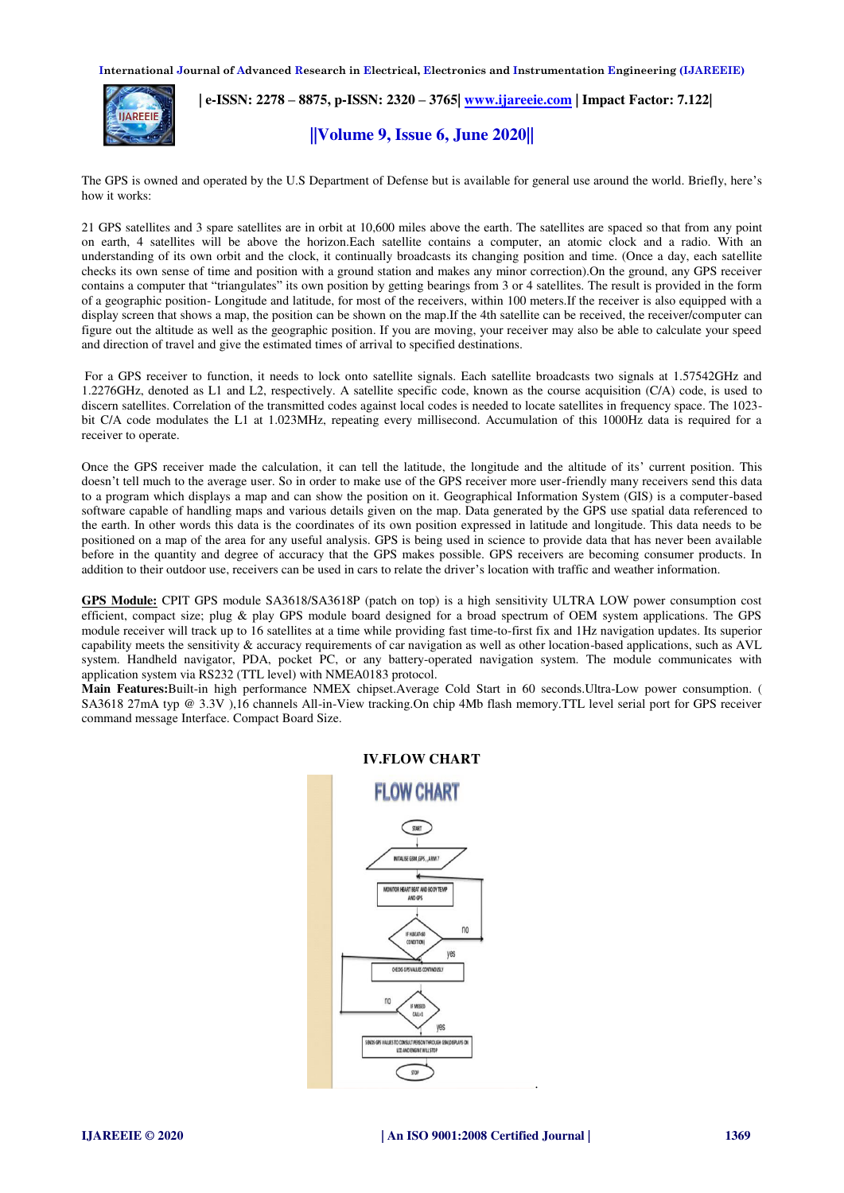The GPS is owned and operated by the U.S Department of Defense but is available for general use around the world. Briefly, here's how it works:

21 GPS satellites and 3 spare satellites are in orbit at 10,600 miles above the earth. The satellites are spaced so that from any point on earth, 4 satellites will be above the horizon.Each satellite contains a computer, an atomic clock and a radio. With an understanding of its own orbit and the clock, it continually broadcasts its changing position and time. (Once a day, each satellite checks its own sense of time and position with a ground station and makes any minor correction).On the ground, any GPS receiver contains a computer that "triangulates" its own position by getting bearings from 3 or 4 satellites. The result is provided in the form of a geographic position- Longitude and latitude, for most of the receivers, within 100 meters.If the receiver is also equipped with a display screen that shows a map, the position can be shown on the map.If the 4th satellite can be received, the receiver/computer can figure out the altitude as well as the geographic position. If you are moving, your receiver may also be able to calculate your speed and direction of travel and give the estimated times of arrival to specified destinations.

For a GPS receiver to function, it needs to lock onto satellite signals. Each satellite broadcasts two signals at 1.57542GHz and 1.2276GHz, denoted as L1 and L2, respectively. A satellite specific code, known as the course acquisition (C/A) code, is used to discern satellites. Correlation of the transmitted codes against local codes is needed to locate satellites in frequency space. The 1023-bit C/A code modulates the L1 at 1.023MHz, repeating every millisecond. Accumulation of this 1000Hz data is required for a receiver to operate.

Once the GPS receiver made the calculation, it can tell the latitude, the longitude and the altitude of its' current position. This doesn't tell much to the average user. So in order to make use of the GPS receiver more user-friendly many receivers send this data to a program which displays a map and can show the position on it. Geographical Information System (GIS) is a computer-based software capable of handling maps and various details given on the map. Data generated by the GPS use spatial data referenced to the earth. In other words this data is the coordinates of its own position expressed in latitude and longitude. This data needs to be positioned on a map of the area for any useful analysis. GPS is being used in science to provide data that has never been available before in the quantity and degree of accuracy that the GPS makes possible. GPS receivers are becoming consumer products. In addition to their outdoor use, receivers can be used in cars to relate the driver's location with traffic and weather information.

**GPS Module:** CPIT GPS module SA3618/SA3618P (patch on top) is a high sensitivity ULTRA LOW power consumption cost efficient, compact size; plug & play GPS module board designed for a broad spectrum of OEM system applications. The GPS module receiver will track up to 16 satellites at a time while providing fast time-to-first fix and 1Hz navigation updates. Its superior capability meets the sensitivity & accuracy requirements of car navigation as well as other location-based applications, such as AVL system. Handheld navigator, PDA, pocket PC, or any battery-operated navigation system. The module communicates with application system via RS232 (TTL level) with NMEA0183 protocol.

**Main Features:**Built-in high performance NMEX chipset.Average Cold Start in 60 seconds.Ultra-Low power consumption. ( SA3618 27mA typ @ 3.3V ),16 channels All-in-View tracking.On chip 4Mb flash memory.TTL level serial port for GPS receiver command message Interface. Compact Board Size.

## IV.FLOW CHART

FLOW CHART

START → INITIALISE GSM ,GPS ,ARM7 → MONITOR HEART BEAT AND BODY TEMP AND GPS → IF HEARTBEAT CONDITION (no → back to monitor; yes ↓) → CHECK GPS VALUES CONTINOUSLY → IF MISSED CALL=1 (no → back to check; yes ↓) → SENDS GPS VALUES TO CONSULT PERSON THROUGH GSM,DISPLAYS ON LCD AND ENGINE WILL STOP → STOP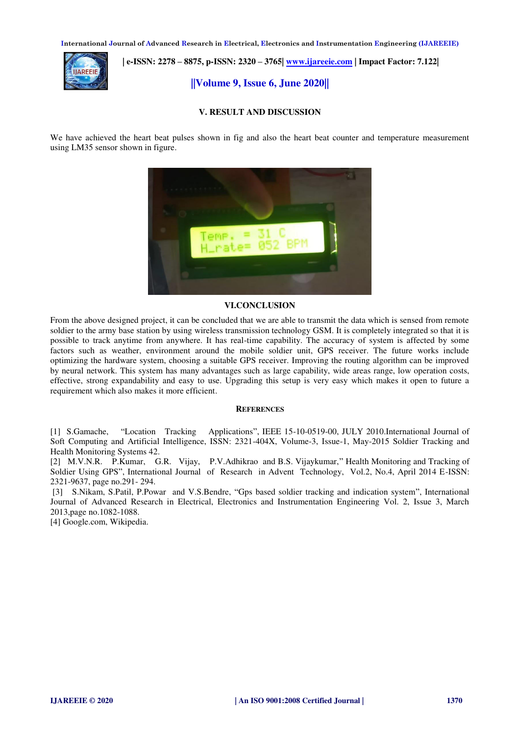## V. RESULT AND DISCUSSION

We have achieved the heart beat pulses shown in fig and also the heart beat counter and temperature measurement using LM35 sensor shown in figure.

## VI.CONCLUSION

From the above designed project, it can be concluded that we are able to transmit the data which is sensed from remote soldier to the army base station by using wireless transmission technology GSM. It is completely integrated so that it is possible to track anytime from anywhere. It has real-time capability. The accuracy of system is affected by some factors such as weather, environment around the mobile soldier unit, GPS receiver. The future works include optimizing the hardware system, choosing a suitable GPS receiver. Improving the routing algorithm can be improved by neural network. This system has many advantages such as large capability, wide areas range, low operation costs, effective, strong expandability and easy to use. Upgrading this setup is very easy which makes it open to future a requirement which also makes it more efficient.

## REFERENCES

[1] S.Gamache, "Location Tracking Applications", IEEE 15-10-0519-00, JULY 2010.International Journal of Soft Computing and Artificial Intelligence, ISSN: 2321-404X, Volume-3, Issue-1, May-2015 Soldier Tracking and Health Monitoring Systems 42.

[2] M.V.N.R. P.Kumar, G.R. Vijay, P.V.Adhikrao and B.S. Vijaykumar," Health Monitoring and Tracking of Soldier Using GPS", International Journal of Research in Advent Technology, Vol.2, No.4, April 2014 E-ISSN: 2321-9637, page no.291- 294.

[3] S.Nikam, S.Patil, P.Powar and V.S.Bendre, "Gps based soldier tracking and indication system", International Journal of Advanced Research in Electrical, Electronics and Instrumentation Engineering Vol. 2, Issue 3, March 2013,page no.1082-1088.

[4] Google.com, Wikipedia.